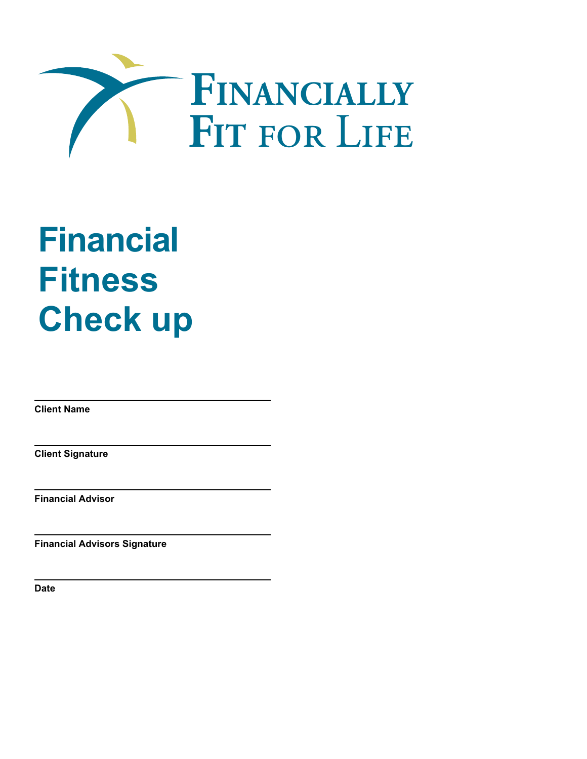# Financially Fit for Life

# Financial Fitness Check up

---

**Client Name**

---

**Client Signature**

---

**Financial Advisor**

---

**Financial Advisors Signature**

---

**Date**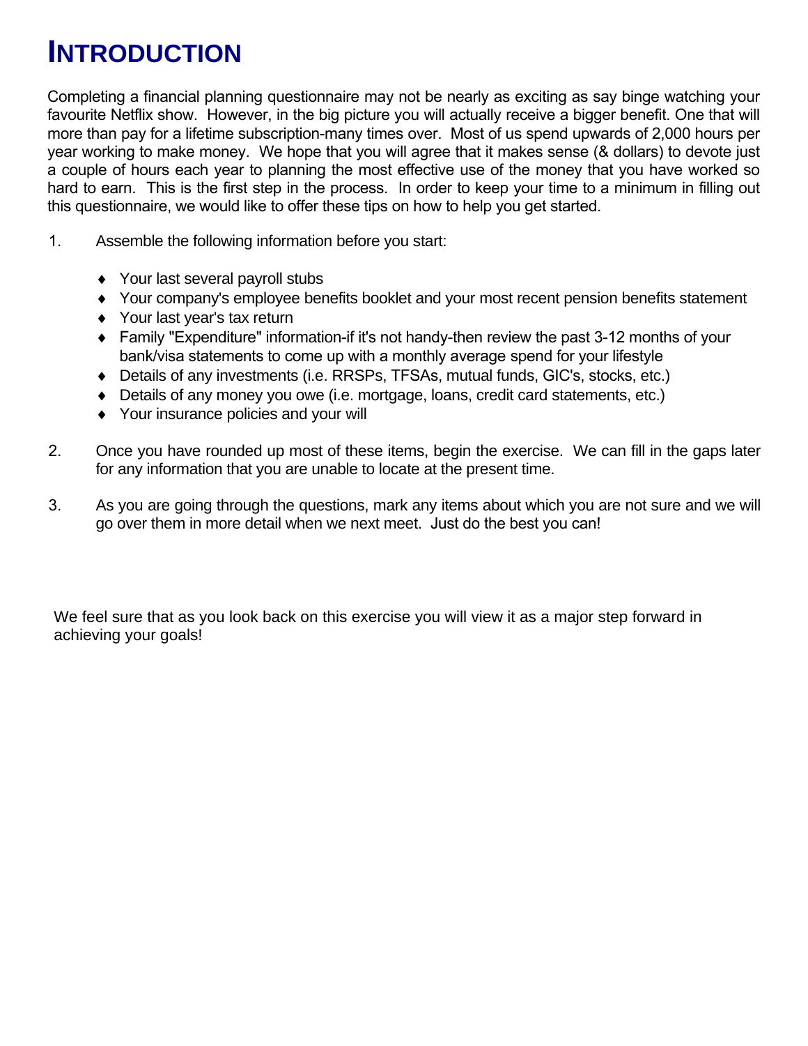# INTRODUCTION

Completing a financial planning questionnaire may not be nearly as exciting as say binge watching your favourite Netflix show. However, in the big picture you will actually receive a bigger benefit. One that will more than pay for a lifetime subscription-many times over. Most of us spend upwards of 2,000 hours per year working to make money. We hope that you will agree that it makes sense (& dollars) to devote just a couple of hours each year to planning the most effective use of the money that you have worked so hard to earn. This is the first step in the process. In order to keep your time to a minimum in filling out this questionnaire, we would like to offer these tips on how to help you get started.

1. Assemble the following information before you start:

    - Your last several payroll stubs
    - Your company's employee benefits booklet and your most recent pension benefits statement
    - Your last year's tax return
    - Family "Expenditure" information-if it's not handy-then review the past 3-12 months of your bank/visa statements to come up with a monthly average spend for your lifestyle
    - Details of any investments (i.e. RRSPs, TFSAs, mutual funds, GIC's, stocks, etc.)
    - Details of any money you owe (i.e. mortgage, loans, credit card statements, etc.)
    - Your insurance policies and your will

2. Once you have rounded up most of these items, begin the exercise. We can fill in the gaps later for any information that you are unable to locate at the present time.

3. As you are going through the questions, mark any items about which you are not sure and we will go over them in more detail when we next meet. Just do the best you can!

We feel sure that as you look back on this exercise you will view it as a major step forward in achieving your goals!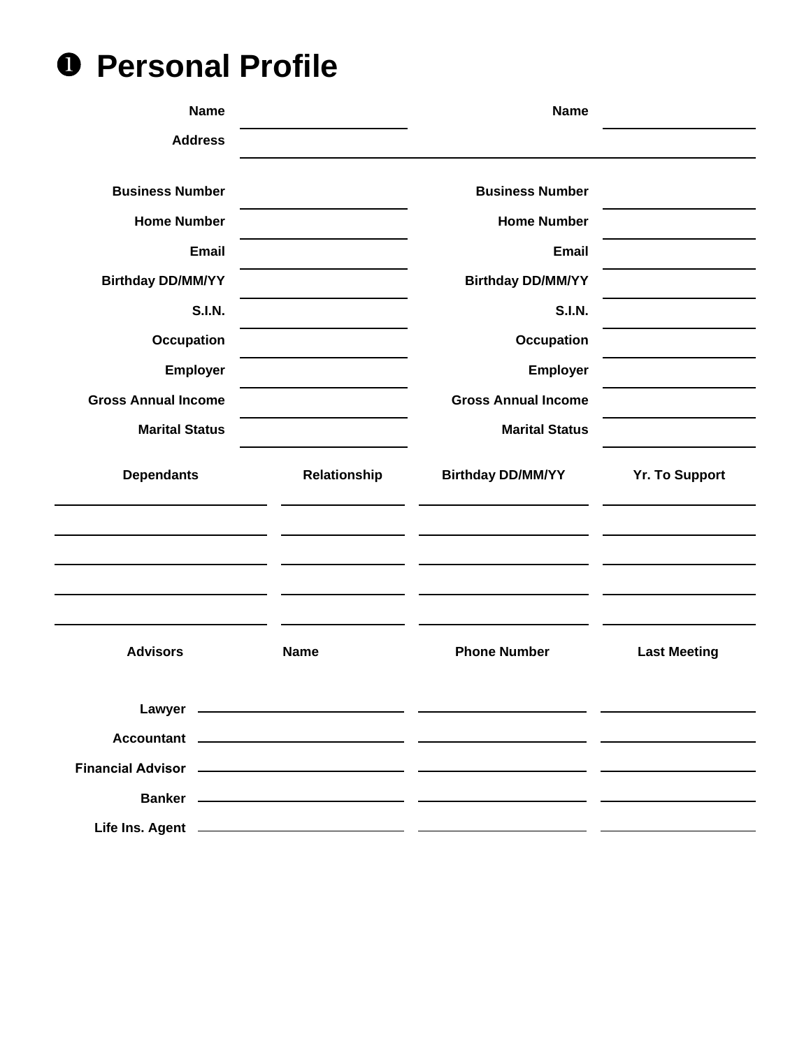# ❶ Personal Profile

| | | | |
|---|---|---|---|
| **Name** | | **Name** | |
| **Address** | | | |
| **Business Number** | | **Business Number** | |
| **Home Number** | | **Home Number** | |
| **Email** | | **Email** | |
| **Birthday DD/MM/YY** | | **Birthday DD/MM/YY** | |
| **S.I.N.** | | **S.I.N.** | |
| **Occupation** | | **Occupation** | |
| **Employer** | | **Employer** | |
| **Gross Annual Income** | | **Gross Annual Income** | |
| **Marital Status** | | **Marital Status** | |

| Dependants | Relationship | Birthday DD/MM/YY | Yr. To Support |
|---|---|---|---|
| | | | |
| | | | |
| | | | |
| | | | |
| | | | |

| Advisors | Name | Phone Number | Last Meeting |
|---|---|---|---|
| **Lawyer** | | | |
| **Accountant** | | | |
| **Financial Advisor** | | | |
| **Banker** | | | |
| **Life Ins. Agent** | | | |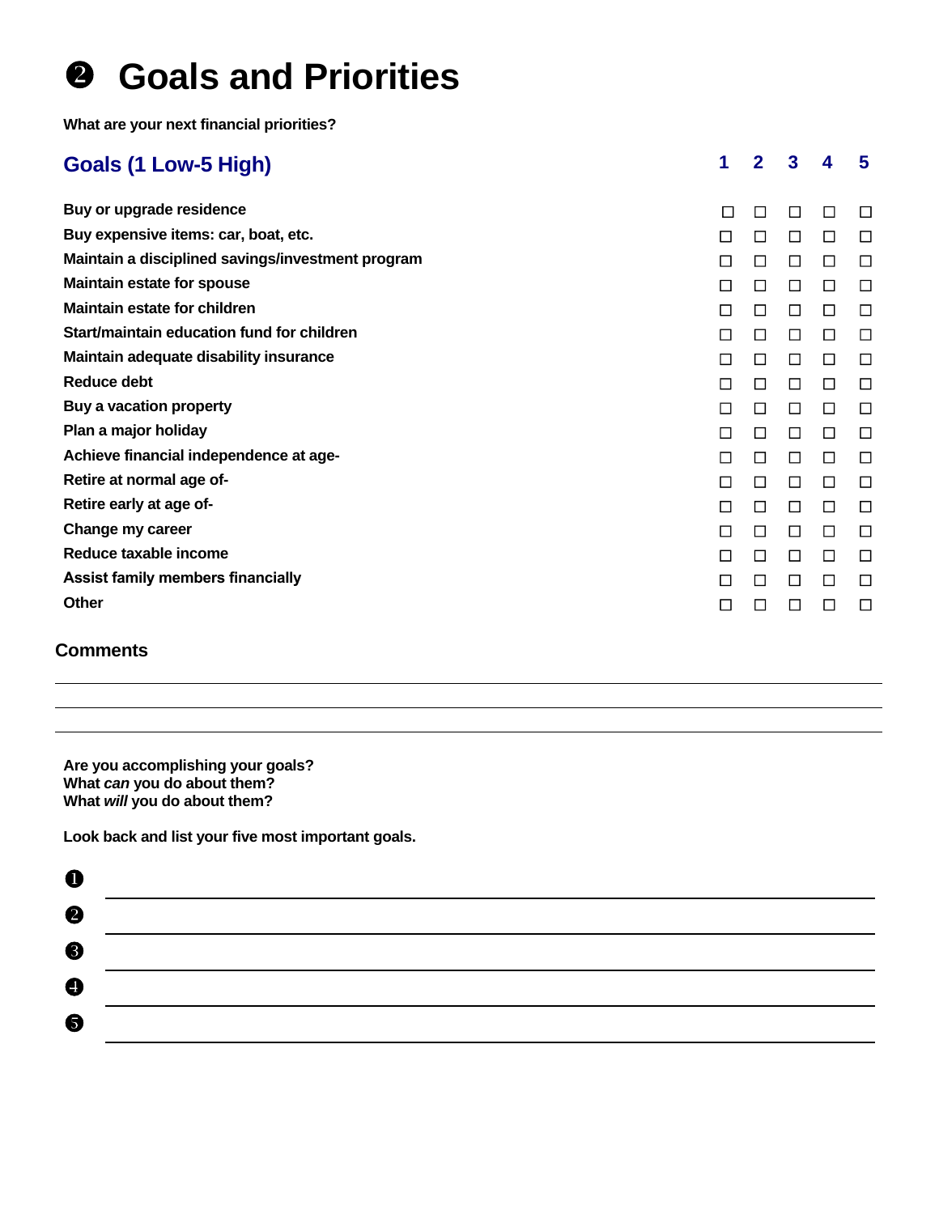# ❷ Goals and Priorities

**What are your next financial priorities?**

| Goals (1 Low-5 High) | 1 | 2 | 3 | 4 | 5 |
|---|---|---|---|---|---|
| Buy or upgrade residence | ☐ | ☐ | ☐ | ☐ | ☐ |
| Buy expensive items: car, boat, etc. | ☐ | ☐ | ☐ | ☐ | ☐ |
| Maintain a disciplined savings/investment program | ☐ | ☐ | ☐ | ☐ | ☐ |
| Maintain estate for spouse | ☐ | ☐ | ☐ | ☐ | ☐ |
| Maintain estate for children | ☐ | ☐ | ☐ | ☐ | ☐ |
| Start/maintain education fund for children | ☐ | ☐ | ☐ | ☐ | ☐ |
| Maintain adequate disability insurance | ☐ | ☐ | ☐ | ☐ | ☐ |
| Reduce debt | ☐ | ☐ | ☐ | ☐ | ☐ |
| Buy a vacation property | ☐ | ☐ | ☐ | ☐ | ☐ |
| Plan a major holiday | ☐ | ☐ | ☐ | ☐ | ☐ |
| Achieve financial independence at age- | ☐ | ☐ | ☐ | ☐ | ☐ |
| Retire at normal age of- | ☐ | ☐ | ☐ | ☐ | ☐ |
| Retire early at age of- | ☐ | ☐ | ☐ | ☐ | ☐ |
| Change my career | ☐ | ☐ | ☐ | ☐ | ☐ |
| Reduce taxable income | ☐ | ☐ | ☐ | ☐ | ☐ |
| Assist family members financially | ☐ | ☐ | ☐ | ☐ | ☐ |
| Other | ☐ | ☐ | ☐ | ☐ | ☐ |

## Comments

______________________________________________

______________________________________________

______________________________________________

**Are you accomplishing your goals?**
**What *can* you do about them?**
**What *will* you do about them?**

**Look back and list your five most important goals.**

❶ ______________________________________________

❷ ______________________________________________

❸ ______________________________________________

❹ ______________________________________________

❺ ______________________________________________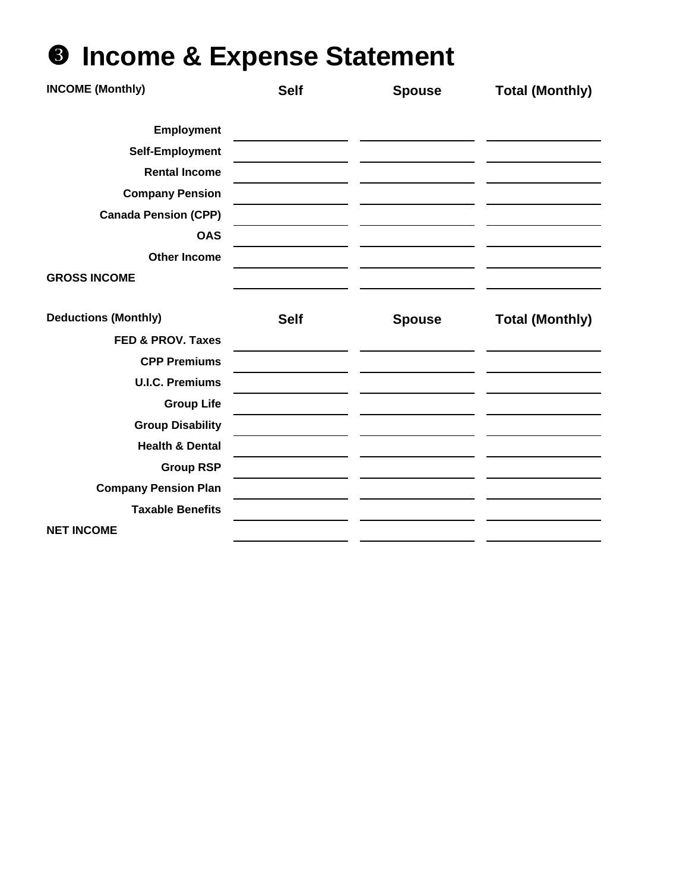# ❸ Income & Expense Statement

| INCOME (Monthly) | Self | Spouse | Total (Monthly) |
|---|---|---|---|
| Employment | | | |
| Self-Employment | | | |
| Rental Income | | | |
| Company Pension | | | |
| Canada Pension (CPP) | | | |
| OAS | | | |
| Other Income | | | |
| **GROSS INCOME** | | | |

| Deductions (Monthly) | Self | Spouse | Total (Monthly) |
|---|---|---|---|
| FED & PROV. Taxes | | | |
| CPP Premiums | | | |
| U.I.C. Premiums | | | |
| Group Life | | | |
| Group Disability | | | |
| Health & Dental | | | |
| Group RSP | | | |
| Company Pension Plan | | | |
| Taxable Benefits | | | |
| **NET INCOME** | | | |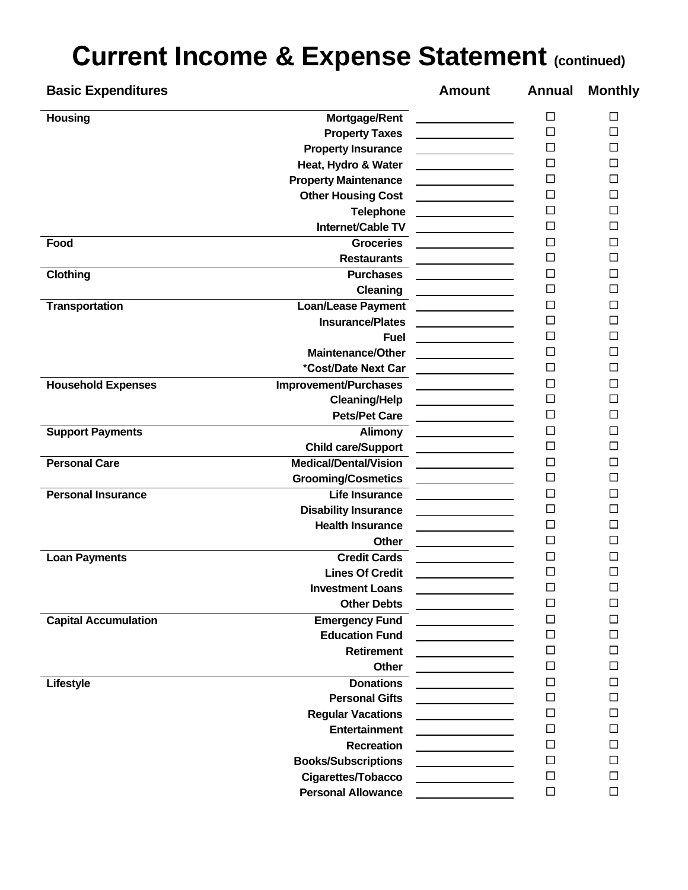# Current Income & Expense Statement (continued)

| Basic Expenditures | | Amount | Annual | Monthly |
|---|---|---|---|---|
| **Housing** | **Mortgage/Rent** | ________ | ☐ | ☐ |
| | **Property Taxes** | ________ | ☐ | ☐ |
| | **Property Insurance** | ________ | ☐ | ☐ |
| | **Heat, Hydro & Water** | ________ | ☐ | ☐ |
| | **Property Maintenance** | ________ | ☐ | ☐ |
| | **Other Housing Cost** | ________ | ☐ | ☐ |
| | **Telephone** | ________ | ☐ | ☐ |
| | **Internet/Cable TV** | ________ | ☐ | ☐ |
| **Food** | **Groceries** | ________ | ☐ | ☐ |
| | **Restaurants** | ________ | ☐ | ☐ |
| **Clothing** | **Purchases** | ________ | ☐ | ☐ |
| | **Cleaning** | ________ | ☐ | ☐ |
| **Transportation** | **Loan/Lease Payment** | ________ | ☐ | ☐ |
| | **Insurance/Plates** | ________ | ☐ | ☐ |
| | **Fuel** | ________ | ☐ | ☐ |
| | **Maintenance/Other** | ________ | ☐ | ☐ |
| | **\*Cost/Date Next Car** | ________ | ☐ | ☐ |
| **Household Expenses** | **Improvement/Purchases** | ________ | ☐ | ☐ |
| | **Cleaning/Help** | ________ | ☐ | ☐ |
| | **Pets/Pet Care** | ________ | ☐ | ☐ |
| **Support Payments** | **Alimony** | ________ | ☐ | ☐ |
| | **Child care/Support** | ________ | ☐ | ☐ |
| **Personal Care** | **Medical/Dental/Vision** | ________ | ☐ | ☐ |
| | **Grooming/Cosmetics** | ________ | ☐ | ☐ |
| **Personal Insurance** | **Life Insurance** | ________ | ☐ | ☐ |
| | **Disability Insurance** | ________ | ☐ | ☐ |
| | **Health Insurance** | ________ | ☐ | ☐ |
| | **Other** | ________ | ☐ | ☐ |
| **Loan Payments** | **Credit Cards** | ________ | ☐ | ☐ |
| | **Lines Of Credit** | ________ | ☐ | ☐ |
| | **Investment Loans** | ________ | ☐ | ☐ |
| | **Other Debts** | ________ | ☐ | ☐ |
| **Capital Accumulation** | **Emergency Fund** | ________ | ☐ | ☐ |
| | **Education Fund** | ________ | ☐ | ☐ |
| | **Retirement** | ________ | ☐ | ☐ |
| | **Other** | ________ | ☐ | ☐ |
| **Lifestyle** | **Donations** | ________ | ☐ | ☐ |
| | **Personal Gifts** | ________ | ☐ | ☐ |
| | **Regular Vacations** | ________ | ☐ | ☐ |
| | **Entertainment** | ________ | ☐ | ☐ |
| | **Recreation** | ________ | ☐ | ☐ |
| | **Books/Subscriptions** | ________ | ☐ | ☐ |
| | **Cigarettes/Tobacco** | ________ | ☐ | ☐ |
| | **Personal Allowance** | ________ | ☐ | ☐ |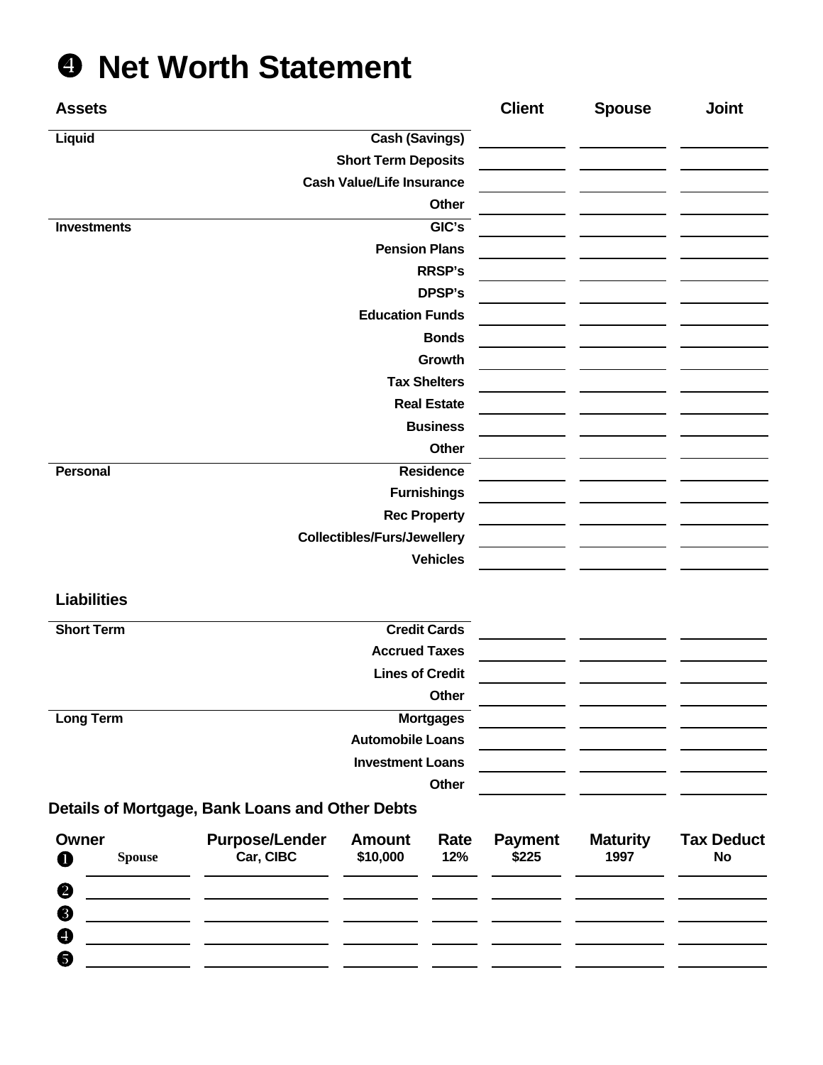# ❹ Net Worth Statement

| Assets | | Client | Spouse | Joint |
|---|---|---|---|---|
| **Liquid** | **Cash (Savings)** | | | |
| | **Short Term Deposits** | | | |
| | **Cash Value/Life Insurance** | | | |
| | **Other** | | | |
| **Investments** | **GIC's** | | | |
| | **Pension Plans** | | | |
| | **RRSP's** | | | |
| | **DPSP's** | | | |
| | **Education Funds** | | | |
| | **Bonds** | | | |
| | **Growth** | | | |
| | **Tax Shelters** | | | |
| | **Real Estate** | | | |
| | **Business** | | | |
| | **Other** | | | |
| **Personal** | **Residence** | | | |
| | **Furnishings** | | | |
| | **Rec Property** | | | |
| | **Collectibles/Furs/Jewellery** | | | |
| | **Vehicles** | | | |

## Liabilities

| | | Client | Spouse | Joint |
|---|---|---|---|---|
| **Short Term** | **Credit Cards** | | | |
| | **Accrued Taxes** | | | |
| | **Lines of Credit** | | | |
| | **Other** | | | |
| **Long Term** | **Mortgages** | | | |
| | **Automobile Loans** | | | |
| | **Investment Loans** | | | |
| | **Other** | | | |

### Details of Mortgage, Bank Loans and Other Debts

| | Owner | Purpose/Lender | Amount | Rate | Payment | Maturity | Tax Deduct |
|---|---|---|---|---|---|---|---|
| ❶ | Spouse | Car, CIBC | $10,000 | 12% | $225 | 1997 | No |
| ❷ | | | | | | | |
| ❸ | | | | | | | |
| ❹ | | | | | | | |
| ❺ | | | | | | | |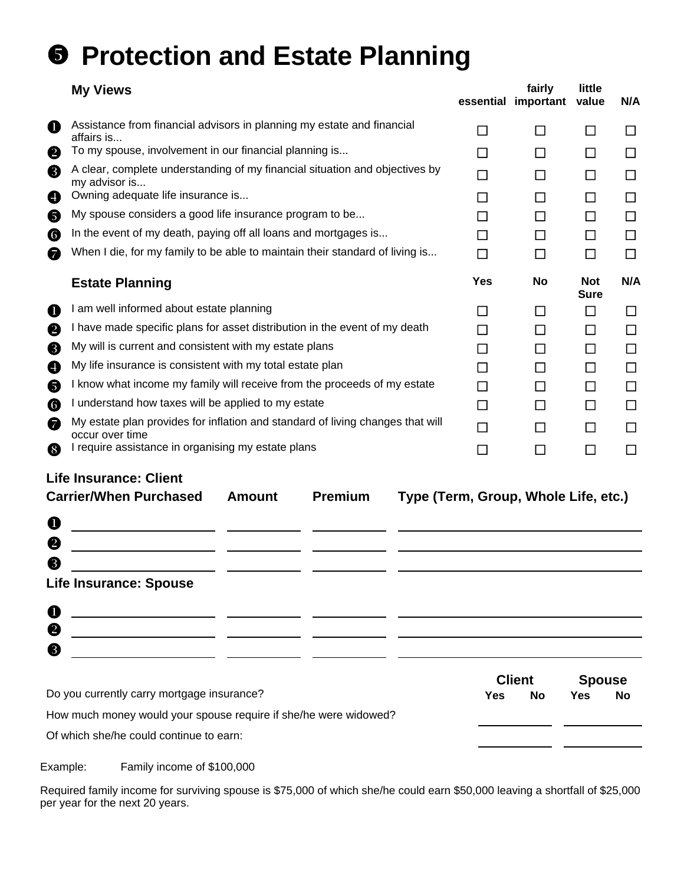# ❺ Protection and Estate Planning

| My Views | essential | fairly important | little value | N/A |
|---|---|---|---|---|
| ❶ Assistance from financial advisors in planning my estate and financial affairs is... | ☐ | ☐ | ☐ | ☐ |
| ❷ To my spouse, involvement in our financial planning is... | ☐ | ☐ | ☐ | ☐ |
| ❸ A clear, complete understanding of my financial situation and objectives by my advisor is... | ☐ | ☐ | ☐ | ☐ |
| ❹ Owning adequate life insurance is... | ☐ | ☐ | ☐ | ☐ |
| ❺ My spouse considers a good life insurance program to be... | ☐ | ☐ | ☐ | ☐ |
| ❻ In the event of my death, paying off all loans and mortgages is... | ☐ | ☐ | ☐ | ☐ |
| ❼ When I die, for my family to be able to maintain their standard of living is... | ☐ | ☐ | ☐ | ☐ |

| Estate Planning | Yes | No | Not Sure | N/A |
|---|---|---|---|---|
| ❶ I am well informed about estate planning | ☐ | ☐ | ☐ | ☐ |
| ❷ I have made specific plans for asset distribution in the event of my death | ☐ | ☐ | ☐ | ☐ |
| ❸ My will is current and consistent with my estate plans | ☐ | ☐ | ☐ | ☐ |
| ❹ My life insurance is consistent with my total estate plan | ☐ | ☐ | ☐ | ☐ |
| ❺ I know what income my family will receive from the proceeds of my estate | ☐ | ☐ | ☐ | ☐ |
| ❻ I understand how taxes will be applied to my estate | ☐ | ☐ | ☐ | ☐ |
| ❼ My estate plan provides for inflation and standard of living changes that will occur over time | ☐ | ☐ | ☐ | ☐ |
| ❽ I require assistance in organising my estate plans | ☐ | ☐ | ☐ | ☐ |

**Life Insurance: Client**

| | Carrier/When Purchased | Amount | Premium | Type (Term, Group, Whole Life, etc.) |
|---|---|---|---|---|
| ❶ | | | | |
| ❷ | | | | |
| ❸ | | | | |

**Life Insurance: Spouse**

| | Carrier/When Purchased | Amount | Premium | Type (Term, Group, Whole Life, etc.) |
|---|---|---|---|---|
| ❶ | | | | |
| ❷ | | | | |
| ❸ | | | | |

| | Client | | Spouse | |
|---|---|---|---|---|
| | Yes | No | Yes | No |
| Do you currently carry mortgage insurance? | | | | |
| How much money would your spouse require if she/he were widowed? | | | | |
| Of which she/he could continue to earn: | | | | |

Example: Family income of $100,000

Required family income for surviving spouse is $75,000 of which she/he could earn $50,000 leaving a shortfall of $25,000 per year for the next 20 years.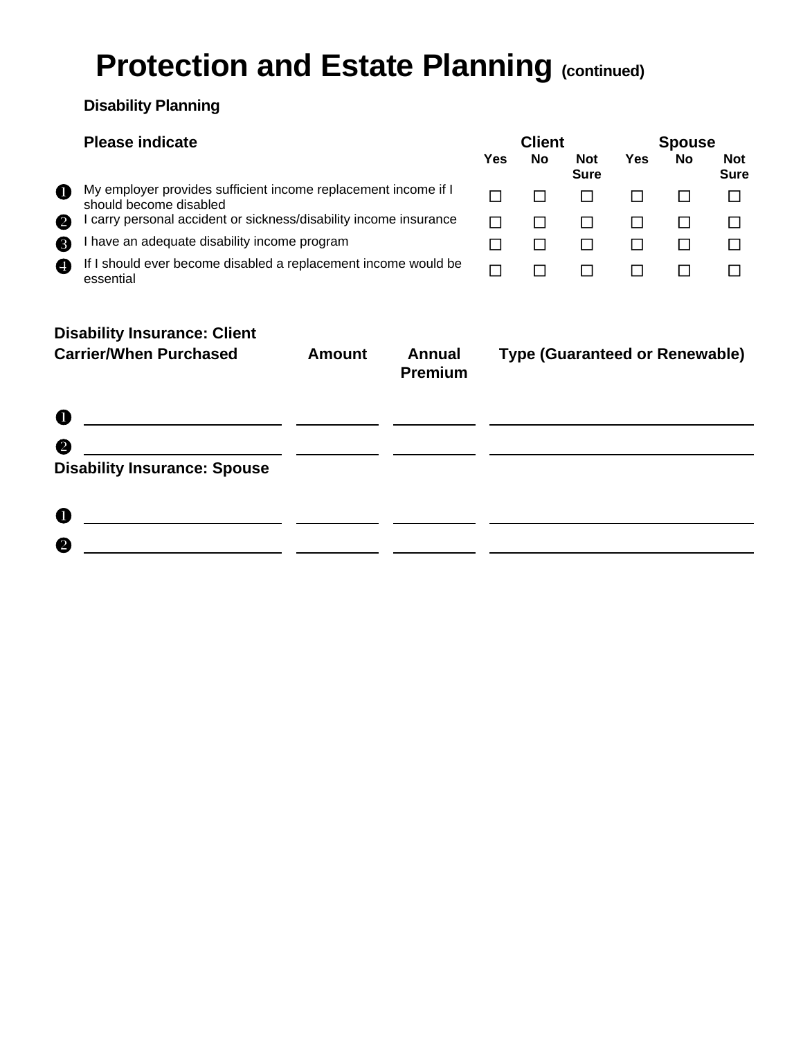# Protection and Estate Planning (continued)

### Disability Planning

| | Please indicate | Client | | | Spouse | | |
|---|---|---|---|---|---|---|---|
| | | Yes | No | Not Sure | Yes | No | Not Sure |
| ❶ | My employer provides sufficient income replacement income if I should become disabled | ☐ | ☐ | ☐ | ☐ | ☐ | ☐ |
| ❷ | I carry personal accident or sickness/disability income insurance | ☐ | ☐ | ☐ | ☐ | ☐ | ☐ |
| ❸ | I have an adequate disability income program | ☐ | ☐ | ☐ | ☐ | ☐ | ☐ |
| ❹ | If I should ever become disabled a replacement income would be essential | ☐ | ☐ | ☐ | ☐ | ☐ | ☐ |

**Disability Insurance: Client**

| | Carrier/When Purchased | Amount | Annual Premium | Type (Guaranteed or Renewable) |
|---|---|---|---|---|
| ❶ | | | | |
| ❷ | | | | |

**Disability Insurance: Spouse**

| | Carrier/When Purchased | Amount | Annual Premium | Type (Guaranteed or Renewable) |
|---|---|---|---|---|
| ❶ | | | | |
| ❷ | | | | |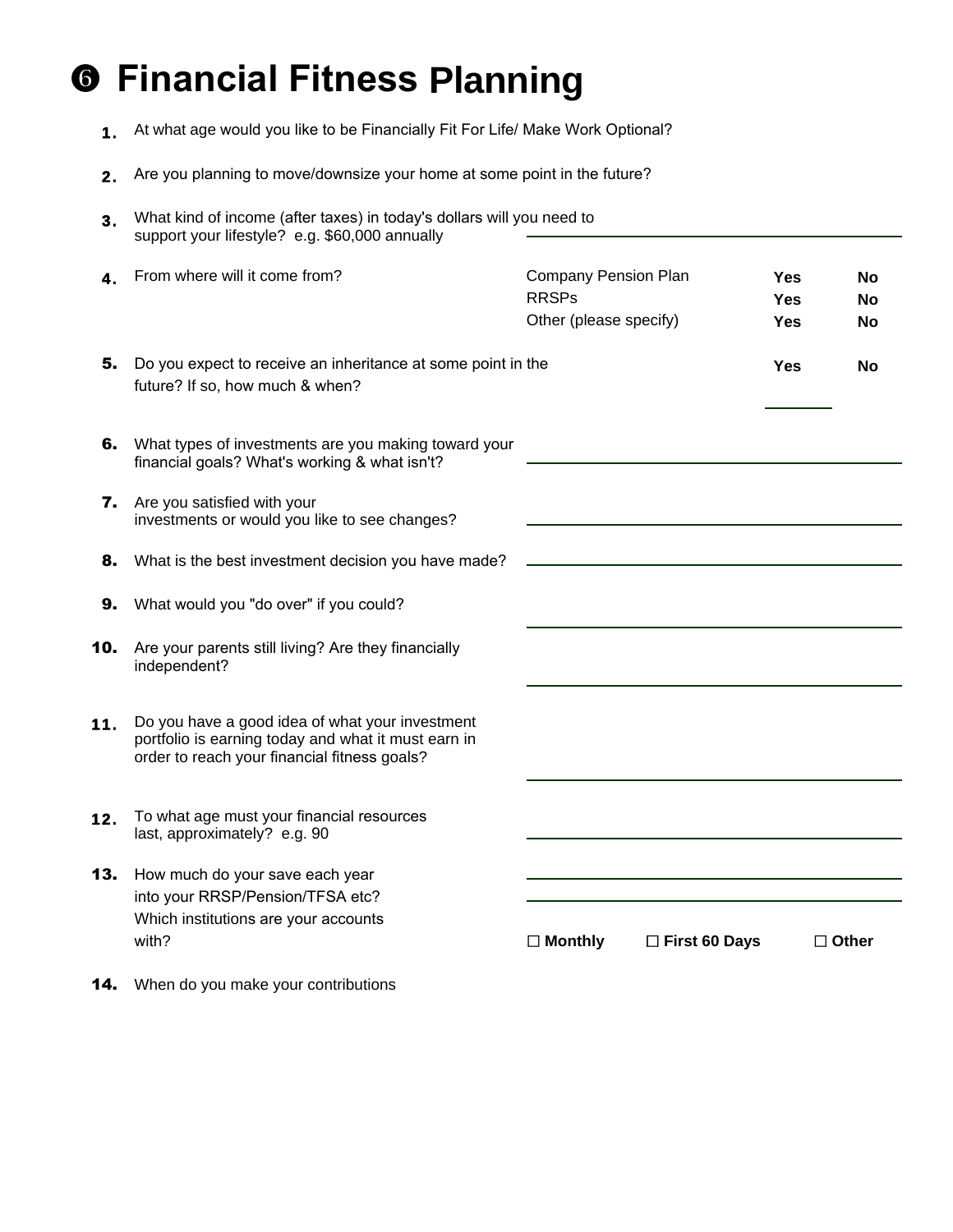# ❻ Financial Fitness Planning

1. At what age would you like to be Financially Fit For Life/ Make Work Optional?

2. Are you planning to move/downsize your home at some point in the future?

3. What kind of income (after taxes) in today's dollars will you need to support your lifestyle? e.g. $60,000 annually ______________________

4. From where will it come from?

   | | | |
   |---|---|---|
   | Company Pension Plan | **Yes** | **No** |
   | RRSPs | **Yes** | **No** |
   | Other (please specify) | **Yes** | **No** |

5. Do you expect to receive an inheritance at some point in the future? If so, how much & when? **Yes** **No** ________

6. What types of investments are you making toward your financial goals? What's working & what isn't? ______________________

7. Are you satisfied with your investments or would you like to see changes? ______________________

8. What is the best investment decision you have made? ______________________

9. What would you "do over" if you could? ______________________

10. Are your parents still living? Are they financially independent? ______________________

11. Do you have a good idea of what your investment portfolio is earning today and what it must earn in order to reach your financial fitness goals? ______________________

12. To what age must your financial resources last, approximately? e.g. 90 ______________________

13. How much do your save each year into your RRSP/Pension/TFSA etc? Which institutions are your accounts with? ______________________ ______________________

    ☐ **Monthly** ☐ **First 60 Days** ☐ **Other**

14. When do you make your contributions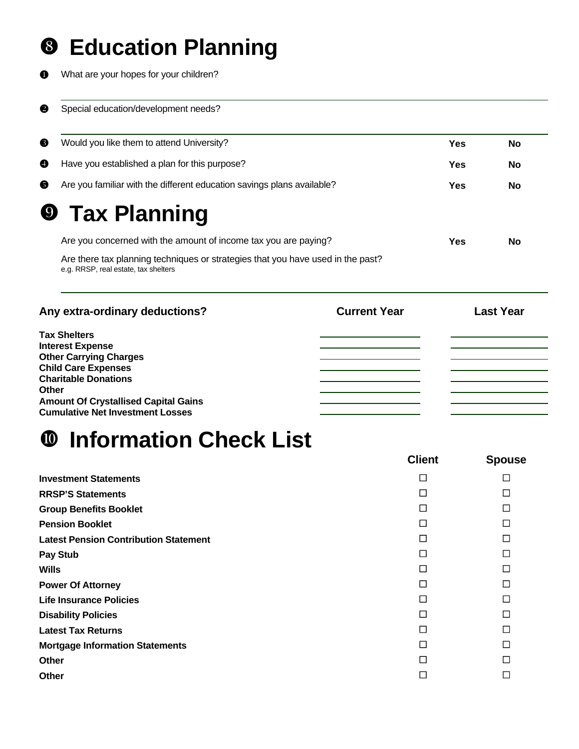# ❽ Education Planning

❶ What are your hopes for your children?

❷ Special education/development needs?

| | | | |
|---|---|---|---|
| ❸ | Would you like them to attend University? | **Yes** | **No** |
| ❹ | Have you established a plan for this purpose? | **Yes** | **No** |
| ❺ | Are you familiar with the different education savings plans available? | **Yes** | **No** |

# ❾ Tax Planning

| | | |
|---|---|---|
| Are you concerned with the amount of income tax you are paying? | **Yes** | **No** |

Are there tax planning techniques or strategies that you have used in the past?
e.g. RRSP, real estate, tax shelters

| **Any extra-ordinary deductions?** | **Current Year** | **Last Year** |
|---|---|---|
| **Tax Shelters** | | |
| **Interest Expense** | | |
| **Other Carrying Charges** | | |
| **Child Care Expenses** | | |
| **Charitable Donations** | | |
| **Other** | | |
| **Amount Of Crystallised Capital Gains** | | |
| **Cumulative Net Investment Losses** | | |

# ❿ Information Check List

| | **Client** | **Spouse** |
|---|---|---|
| **Investment Statements** | ☐ | ☐ |
| **RRSP'S Statements** | ☐ | ☐ |
| **Group Benefits Booklet** | ☐ | ☐ |
| **Pension Booklet** | ☐ | ☐ |
| **Latest Pension Contribution Statement** | ☐ | ☐ |
| **Pay Stub** | ☐ | ☐ |
| **Wills** | ☐ | ☐ |
| **Power Of Attorney** | ☐ | ☐ |
| **Life Insurance Policies** | ☐ | ☐ |
| **Disability Policies** | ☐ | ☐ |
| **Latest Tax Returns** | ☐ | ☐ |
| **Mortgage Information Statements** | ☐ | ☐ |
| **Other** | ☐ | ☐ |
| **Other** | ☐ | ☐ |